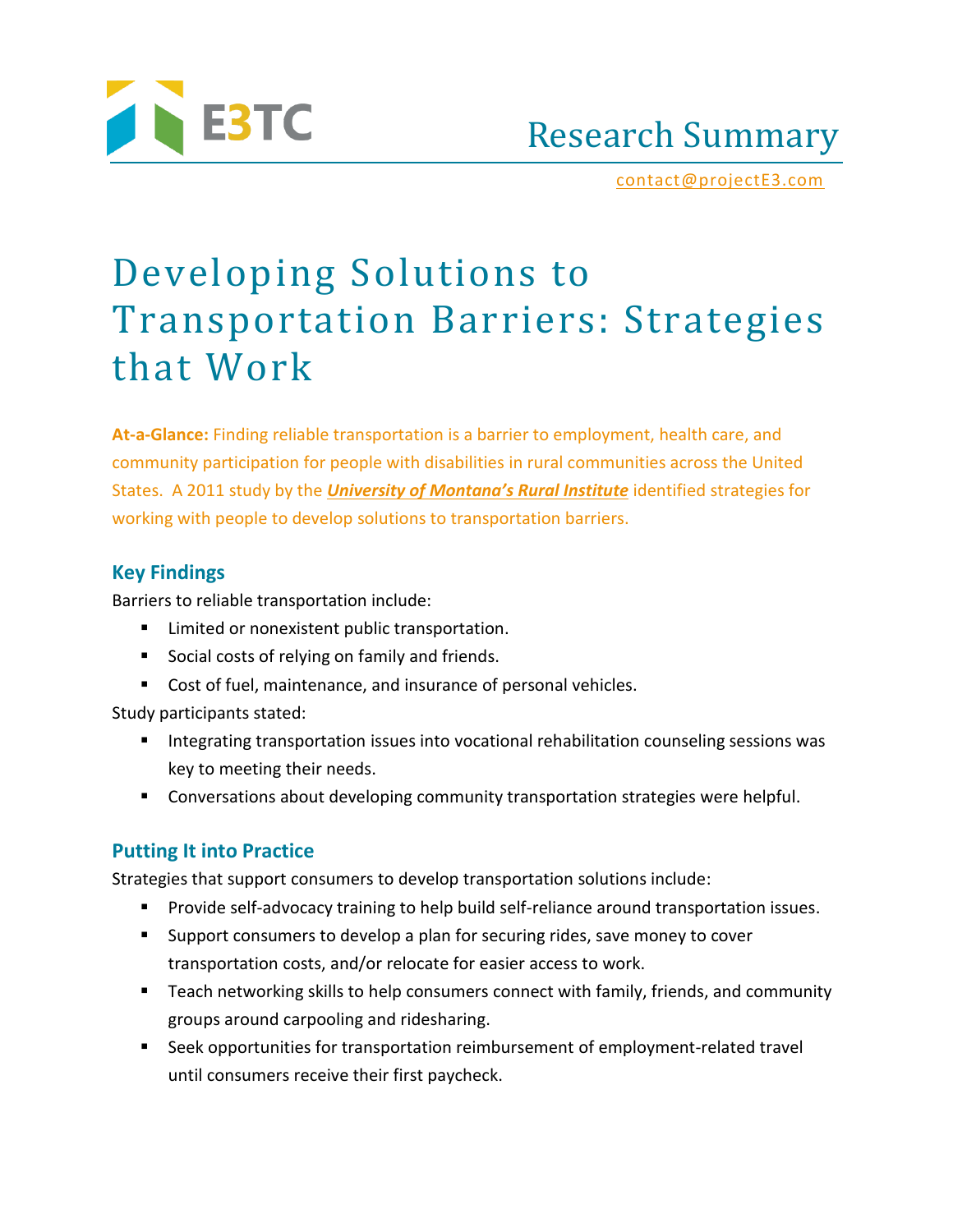E3TC

# Research Summary

contact@projectE3.com

# Developing Solutions to Transportation Barriers: Strategies that Work

**At-a-Glance:** Finding reliable transportation is a barrier to employment, health care, and community participation for people with disabilities in rural communities across the United States. A 2011 study by the ***University of Montana's Rural Institute*** identified strategies for working with people to develop solutions to transportation barriers.

## Key Findings

Barriers to reliable transportation include:

- Limited or nonexistent public transportation.
- Social costs of relying on family and friends.
- Cost of fuel, maintenance, and insurance of personal vehicles.

Study participants stated:

- Integrating transportation issues into vocational rehabilitation counseling sessions was key to meeting their needs.
- Conversations about developing community transportation strategies were helpful.

## Putting It into Practice

Strategies that support consumers to develop transportation solutions include:

- Provide self-advocacy training to help build self-reliance around transportation issues.
- Support consumers to develop a plan for securing rides, save money to cover transportation costs, and/or relocate for easier access to work.
- Teach networking skills to help consumers connect with family, friends, and community groups around carpooling and ridesharing.
- Seek opportunities for transportation reimbursement of employment-related travel until consumers receive their first paycheck.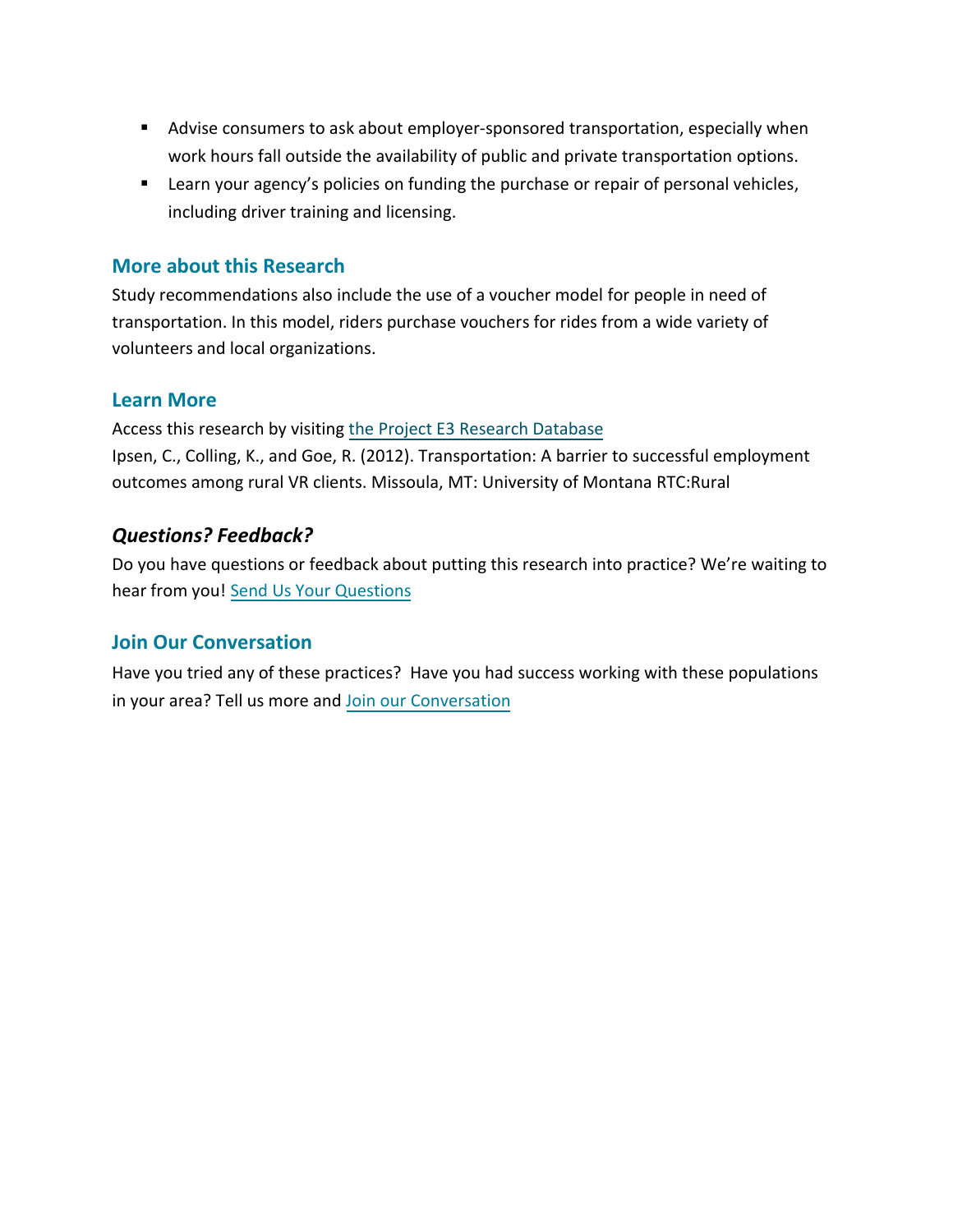- Advise consumers to ask about employer-sponsored transportation, especially when work hours fall outside the availability of public and private transportation options.
- Learn your agency's policies on funding the purchase or repair of personal vehicles, including driver training and licensing.

## More about this Research

Study recommendations also include the use of a voucher model for people in need of transportation. In this model, riders purchase vouchers for rides from a wide variety of volunteers and local organizations.

## Learn More

Access this research by visiting the Project E3 Research Database
Ipsen, C., Colling, K., and Goe, R. (2012). Transportation: A barrier to successful employment outcomes among rural VR clients. Missoula, MT: University of Montana RTC:Rural

## *Questions? Feedback?*

Do you have questions or feedback about putting this research into practice? We're waiting to hear from you! Send Us Your Questions

## Join Our Conversation

Have you tried any of these practices? Have you had success working with these populations in your area? Tell us more and Join our Conversation